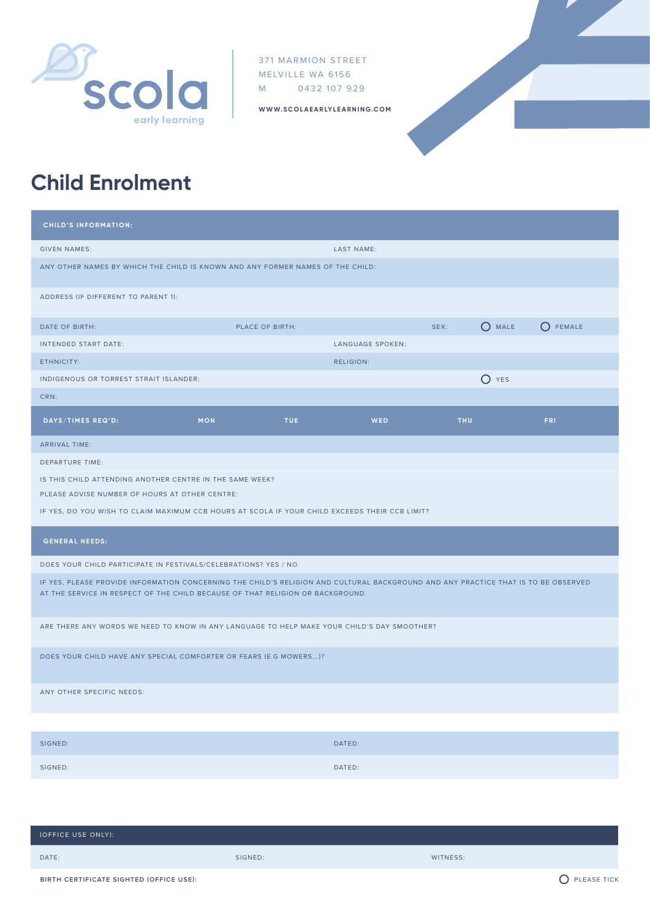scola early learning

371 MARMION STREET
MELVILLE WA 6156
M 0432 107 929

**WWW.SCOLAEARLYLEARNING.COM**

# Child Enrolment

## CHILD'S INFORMATION:

GIVEN NAMES: LAST NAME:

ANY OTHER NAMES BY WHICH THE CHILD IS KNOWN AND ANY FORMER NAMES OF THE CHILD:

ADDRESS (IF DIFFERENT TO PARENT 1):

DATE OF BIRTH: PLACE OF BIRTH: SEX: ○ MALE ○ FEMALE

INTENDED START DATE: LANGUAGE SPOKEN:

ETHNICITY: RELIGION:

INDIGENOUS OR TORREST STRAIT ISLANDER: ○ YES

CRN:

| DAYS/TIMES REQ'D: | MON | TUE | WED | THU | FRI |
|---|---|---|---|---|---|
| ARRIVAL TIME: | | | | | |
| DEPARTURE TIME: | | | | | |

IS THIS CHILD ATTENDING ANOTHER CENTRE IN THE SAME WEEK?

PLEASE ADVISE NUMBER OF HOURS AT OTHER CENTRE:

IF YES, DO YOU WISH TO CLAIM MAXIMUM CCB HOURS AT SCOLA IF YOUR CHILD EXCEEDS THEIR CCB LIMIT?

## GENERAL NEEDS:

DOES YOUR CHILD PARTICIPATE IN FESTIVALS/CELEBRATIONS? YES / NO

IF YES, PLEASE PROVIDE INFORMATION CONCERNING THE CHILD'S RELIGION AND CULTURAL BACKGROUND AND ANY PRACTICE THAT IS TO BE OBSERVED AT THE SERVICE IN RESPECT OF THE CHILD BECAUSE OF THAT RELIGION OR BACKGROUND.

ARE THERE ANY WORDS WE NEED TO KNOW IN ANY LANGUAGE TO HELP MAKE YOUR CHILD'S DAY SMOOTHER?

DOES YOUR CHILD HAVE ANY SPECIAL COMFORTER OR FEARS (E.G MOWERS...)?

ANY OTHER SPECIFIC NEEDS:

SIGNED: DATED:

SIGNED: DATED:

## (OFFICE USE ONLY):

DATE: SIGNED: WITNESS:

**BIRTH CERTIFICATE SIGHTED (OFFICE USE):** ○ PLEASE TICK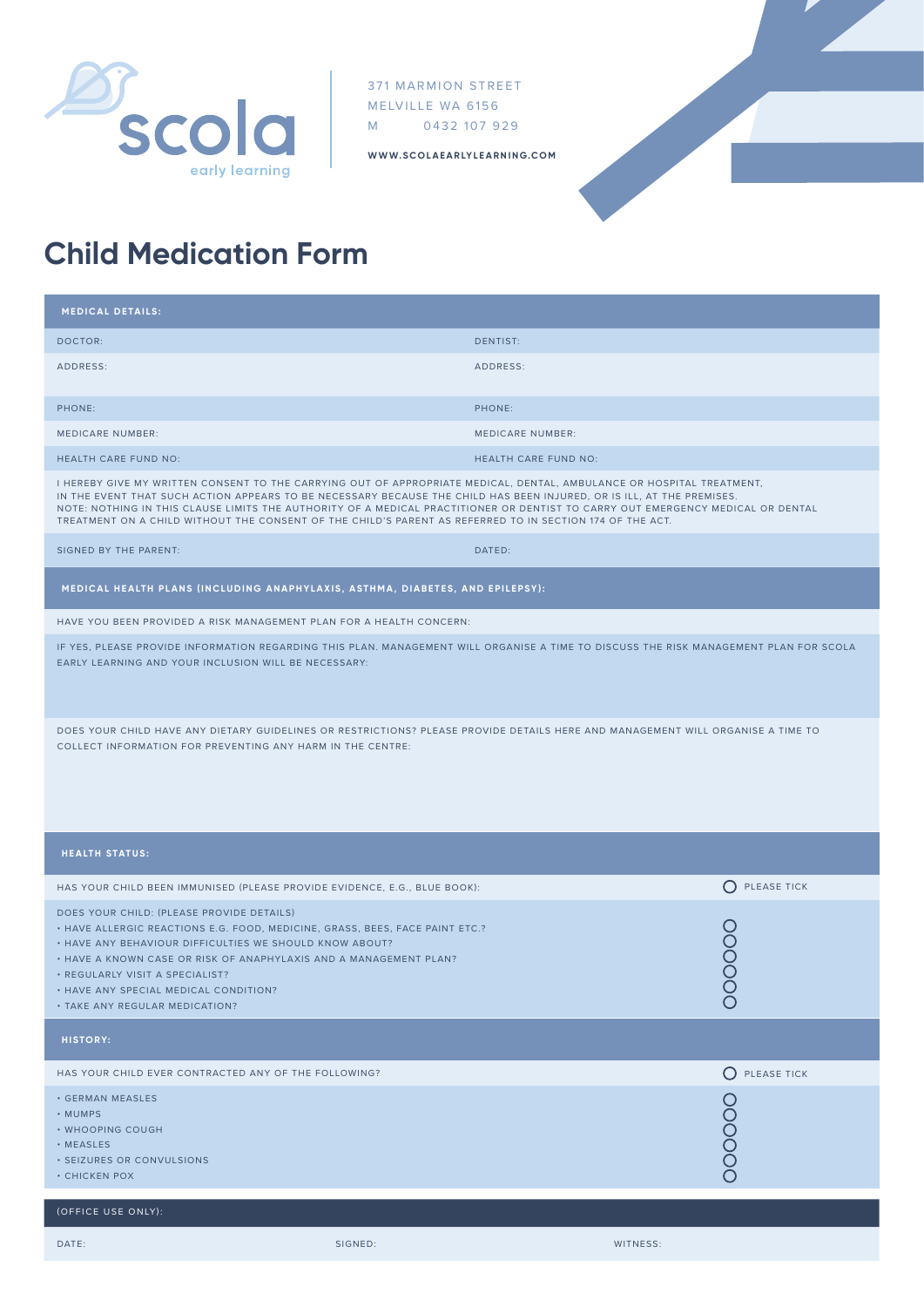scola
early learning

371 MARMION STREET
MELVILLE WA 6156
M 0432 107 929

WWW.SCOLAEARLYLEARNING.COM

# Child Medication Form

## MEDICAL DETAILS:

| | |
|---|---|
| DOCTOR: | DENTIST: |
| ADDRESS: | ADDRESS: |
| PHONE: | PHONE: |
| MEDICARE NUMBER: | MEDICARE NUMBER: |
| HEALTH CARE FUND NO: | HEALTH CARE FUND NO: |

I HEREBY GIVE MY WRITTEN CONSENT TO THE CARRYING OUT OF APPROPRIATE MEDICAL, DENTAL, AMBULANCE OR HOSPITAL TREATMENT, IN THE EVENT THAT SUCH ACTION APPEARS TO BE NECESSARY BECAUSE THE CHILD HAS BEEN INJURED, OR IS ILL, AT THE PREMISES.
NOTE: NOTHING IN THIS CLAUSE LIMITS THE AUTHORITY OF A MEDICAL PRACTITIONER OR DENTIST TO CARRY OUT EMERGENCY MEDICAL OR DENTAL TREATMENT ON A CHILD WITHOUT THE CONSENT OF THE CHILD'S PARENT AS REFERRED TO IN SECTION 174 OF THE ACT.

| | |
|---|---|
| SIGNED BY THE PARENT: | DATED: |

## MEDICAL HEALTH PLANS (INCLUDING ANAPHYLAXIS, ASTHMA, DIABETES, AND EPILEPSY):

HAVE YOU BEEN PROVIDED A RISK MANAGEMENT PLAN FOR A HEALTH CONCERN:

IF YES, PLEASE PROVIDE INFORMATION REGARDING THIS PLAN. MANAGEMENT WILL ORGANISE A TIME TO DISCUSS THE RISK MANAGEMENT PLAN FOR SCOLA EARLY LEARNING AND YOUR INCLUSION WILL BE NECESSARY:

DOES YOUR CHILD HAVE ANY DIETARY GUIDELINES OR RESTRICTIONS? PLEASE PROVIDE DETAILS HERE AND MANAGEMENT WILL ORGANISE A TIME TO COLLECT INFORMATION FOR PREVENTING ANY HARM IN THE CENTRE:

## HEALTH STATUS:

HAS YOUR CHILD BEEN IMMUNISED (PLEASE PROVIDE EVIDENCE, E.G., BLUE BOOK): ○ PLEASE TICK

DOES YOUR CHILD: (PLEASE PROVIDE DETAILS)

- HAVE ALLERGIC REACTIONS E.G. FOOD, MEDICINE, GRASS, BEES, FACE PAINT ETC.? ○
- HAVE ANY BEHAVIOUR DIFFICULTIES WE SHOULD KNOW ABOUT? ○
- HAVE A KNOWN CASE OR RISK OF ANAPHYLAXIS AND A MANAGEMENT PLAN? ○
- REGULARLY VISIT A SPECIALIST? ○
- HAVE ANY SPECIAL MEDICAL CONDITION? ○
- TAKE ANY REGULAR MEDICATION? ○

## HISTORY:

HAS YOUR CHILD EVER CONTRACTED ANY OF THE FOLLOWING? ○ PLEASE TICK

- GERMAN MEASLES ○
- MUMPS ○
- WHOOPING COUGH ○
- MEASLES ○
- SEIZURES OR CONVULSIONS ○
- CHICKEN POX ○

## (OFFICE USE ONLY):

| | | |
|---|---|---|
| DATE: | SIGNED: | WITNESS: |